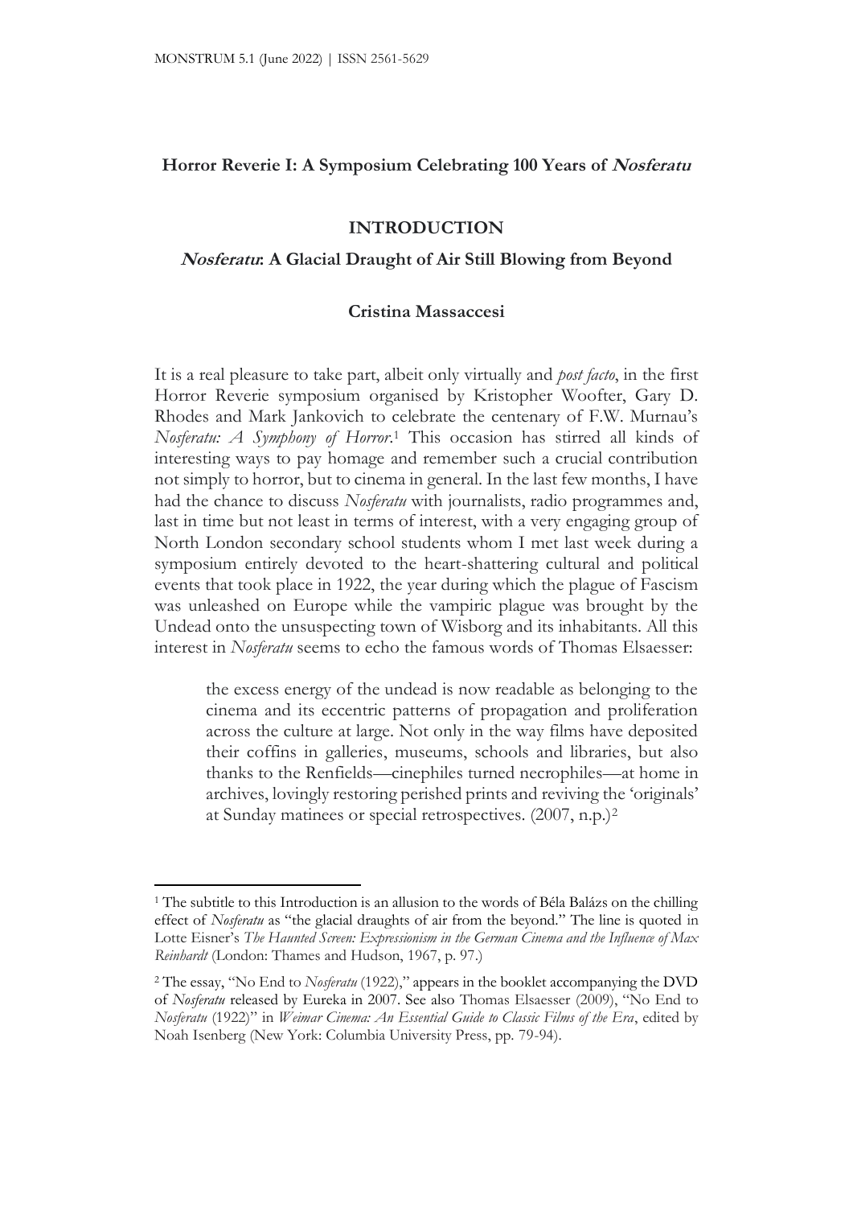## Horror Reverie I: A Symposium Celebrating 100 Years of *Nosferatu*

### INTRODUCTION

### *Nosferatu*: A Glacial Draught of Air Still Blowing from Beyond

**Cristina Massaccesi**

It is a real pleasure to take part, albeit only virtually and *post facto*, in the first Horror Reverie symposium organised by Kristopher Woofter, Gary D. Rhodes and Mark Jankovich to celebrate the centenary of F.W. Murnau's *Nosferatu: A Symphony of Horror*.[1] This occasion has stirred all kinds of interesting ways to pay homage and remember such a crucial contribution not simply to horror, but to cinema in general. In the last few months, I have had the chance to discuss *Nosferatu* with journalists, radio programmes and, last in time but not least in terms of interest, with a very engaging group of North London secondary school students whom I met last week during a symposium entirely devoted to the heart-shattering cultural and political events that took place in 1922, the year during which the plague of Fascism was unleashed on Europe while the vampiric plague was brought by the Undead onto the unsuspecting town of Wisborg and its inhabitants. All this interest in *Nosferatu* seems to echo the famous words of Thomas Elsaesser:

> the excess energy of the undead is now readable as belonging to the cinema and its eccentric patterns of propagation and proliferation across the culture at large. Not only in the way films have deposited their coffins in galleries, museums, schools and libraries, but also thanks to the Renfields—cinephiles turned necrophiles—at home in archives, lovingly restoring perished prints and reviving the 'originals' at Sunday matinees or special retrospectives. (2007, n.p.)[2]

---

[1] The subtitle to this Introduction is an allusion to the words of Béla Balázs on the chilling effect of *Nosferatu* as "the glacial draughts of air from the beyond." The line is quoted in Lotte Eisner's *The Haunted Screen: Expressionism in the German Cinema and the Influence of Max Reinhardt* (London: Thames and Hudson, 1967, p. 97.)

[2] The essay, "No End to *Nosferatu* (1922)," appears in the booklet accompanying the DVD of *Nosferatu* released by Eureka in 2007. See also Thomas Elsaesser (2009), "No End to *Nosferatu* (1922)" in *Weimar Cinema: An Essential Guide to Classic Films of the Era*, edited by Noah Isenberg (New York: Columbia University Press, pp. 79-94).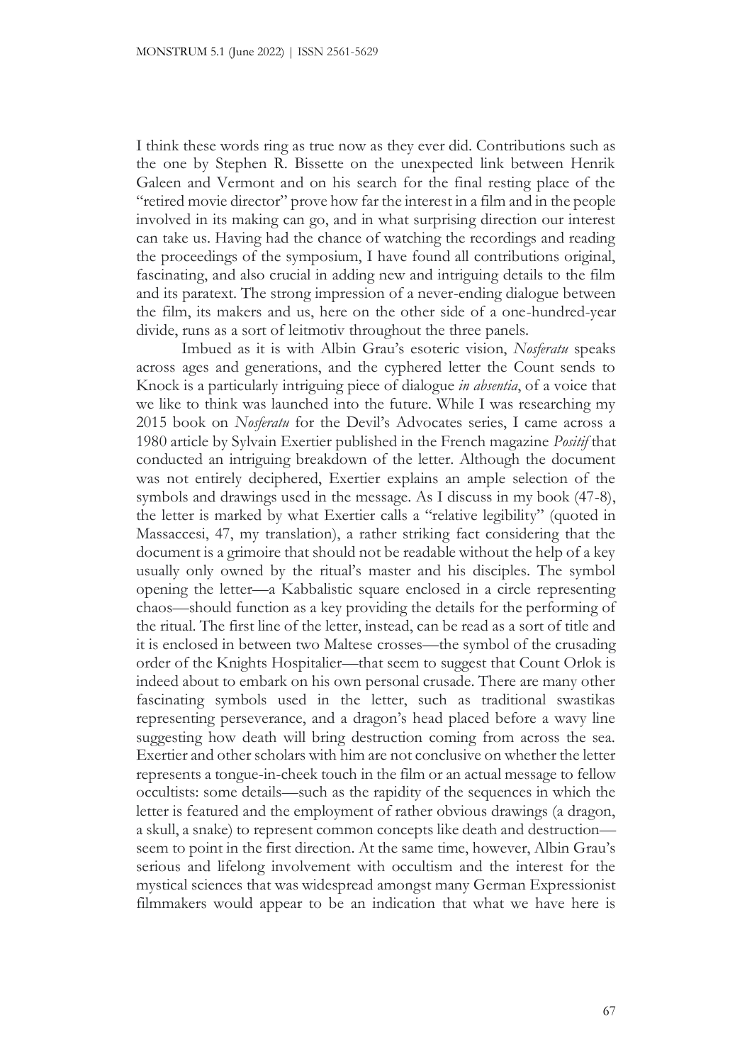I think these words ring as true now as they ever did. Contributions such as the one by Stephen R. Bissette on the unexpected link between Henrik Galeen and Vermont and on his search for the final resting place of the "retired movie director" prove how far the interest in a film and in the people involved in its making can go, and in what surprising direction our interest can take us. Having had the chance of watching the recordings and reading the proceedings of the symposium, I have found all contributions original, fascinating, and also crucial in adding new and intriguing details to the film and its paratext. The strong impression of a never-ending dialogue between the film, its makers and us, here on the other side of a one-hundred-year divide, runs as a sort of leitmotiv throughout the three panels.

Imbued as it is with Albin Grau's esoteric vision, *Nosferatu* speaks across ages and generations, and the cyphered letter the Count sends to Knock is a particularly intriguing piece of dialogue *in absentia*, of a voice that we like to think was launched into the future. While I was researching my 2015 book on *Nosferatu* for the Devil's Advocates series, I came across a 1980 article by Sylvain Exertier published in the French magazine *Positif* that conducted an intriguing breakdown of the letter. Although the document was not entirely deciphered, Exertier explains an ample selection of the symbols and drawings used in the message. As I discuss in my book (47-8), the letter is marked by what Exertier calls a "relative legibility" (quoted in Massaccesi, 47, my translation), a rather striking fact considering that the document is a grimoire that should not be readable without the help of a key usually only owned by the ritual's master and his disciples. The symbol opening the letter—a Kabbalistic square enclosed in a circle representing chaos—should function as a key providing the details for the performing of the ritual. The first line of the letter, instead, can be read as a sort of title and it is enclosed in between two Maltese crosses—the symbol of the crusading order of the Knights Hospitalier—that seem to suggest that Count Orlok is indeed about to embark on his own personal crusade. There are many other fascinating symbols used in the letter, such as traditional swastikas representing perseverance, and a dragon's head placed before a wavy line suggesting how death will bring destruction coming from across the sea. Exertier and other scholars with him are not conclusive on whether the letter represents a tongue-in-cheek touch in the film or an actual message to fellow occultists: some details—such as the rapidity of the sequences in which the letter is featured and the employment of rather obvious drawings (a dragon, a skull, a snake) to represent common concepts like death and destruction—seem to point in the first direction. At the same time, however, Albin Grau's serious and lifelong involvement with occultism and the interest for the mystical sciences that was widespread amongst many German Expressionist filmmakers would appear to be an indication that what we have here is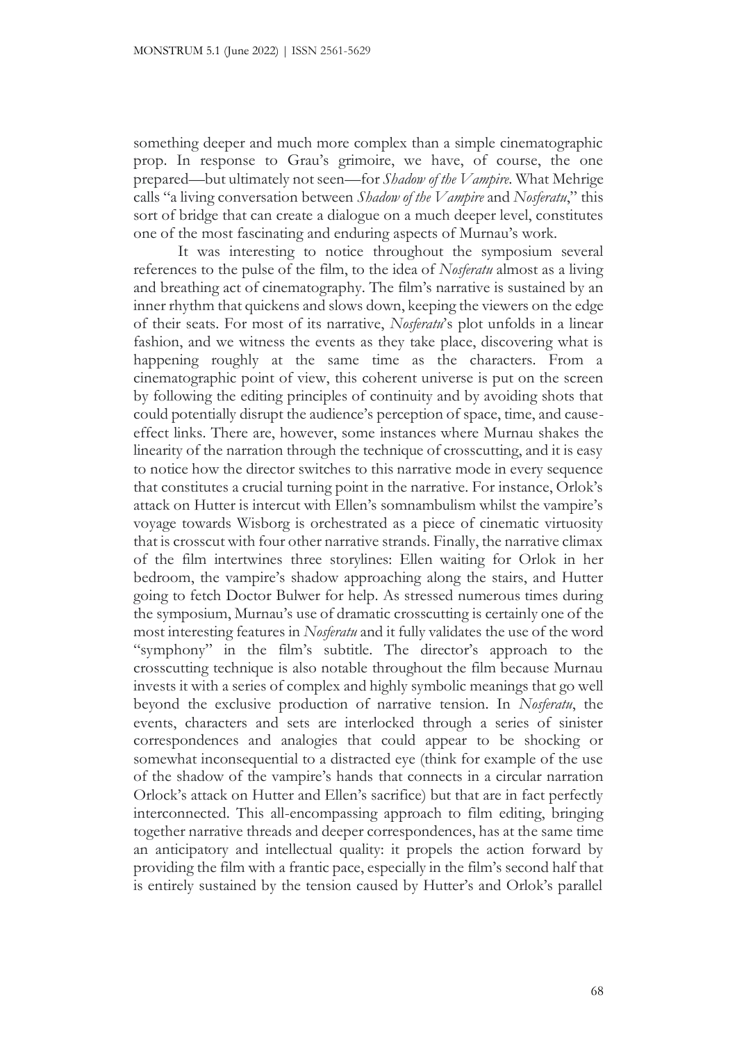something deeper and much more complex than a simple cinematographic prop. In response to Grau's grimoire, we have, of course, the one prepared—but ultimately not seen—for *Shadow of the Vampire*. What Mehrige calls "a living conversation between *Shadow of the Vampire* and *Nosferatu*," this sort of bridge that can create a dialogue on a much deeper level, constitutes one of the most fascinating and enduring aspects of Murnau's work.

It was interesting to notice throughout the symposium several references to the pulse of the film, to the idea of *Nosferatu* almost as a living and breathing act of cinematography. The film's narrative is sustained by an inner rhythm that quickens and slows down, keeping the viewers on the edge of their seats. For most of its narrative, *Nosferatu*'s plot unfolds in a linear fashion, and we witness the events as they take place, discovering what is happening roughly at the same time as the characters. From a cinematographic point of view, this coherent universe is put on the screen by following the editing principles of continuity and by avoiding shots that could potentially disrupt the audience's perception of space, time, and cause-effect links. There are, however, some instances where Murnau shakes the linearity of the narration through the technique of crosscutting, and it is easy to notice how the director switches to this narrative mode in every sequence that constitutes a crucial turning point in the narrative. For instance, Orlok's attack on Hutter is intercut with Ellen's somnambulism whilst the vampire's voyage towards Wisborg is orchestrated as a piece of cinematic virtuosity that is crosscut with four other narrative strands. Finally, the narrative climax of the film intertwines three storylines: Ellen waiting for Orlok in her bedroom, the vampire's shadow approaching along the stairs, and Hutter going to fetch Doctor Bulwer for help. As stressed numerous times during the symposium, Murnau's use of dramatic crosscutting is certainly one of the most interesting features in *Nosferatu* and it fully validates the use of the word "symphony" in the film's subtitle. The director's approach to the crosscutting technique is also notable throughout the film because Murnau invests it with a series of complex and highly symbolic meanings that go well beyond the exclusive production of narrative tension. In *Nosferatu*, the events, characters and sets are interlocked through a series of sinister correspondences and analogies that could appear to be shocking or somewhat inconsequential to a distracted eye (think for example of the use of the shadow of the vampire's hands that connects in a circular narration Orlock's attack on Hutter and Ellen's sacrifice) but that are in fact perfectly interconnected. This all-encompassing approach to film editing, bringing together narrative threads and deeper correspondences, has at the same time an anticipatory and intellectual quality: it propels the action forward by providing the film with a frantic pace, especially in the film's second half that is entirely sustained by the tension caused by Hutter's and Orlok's parallel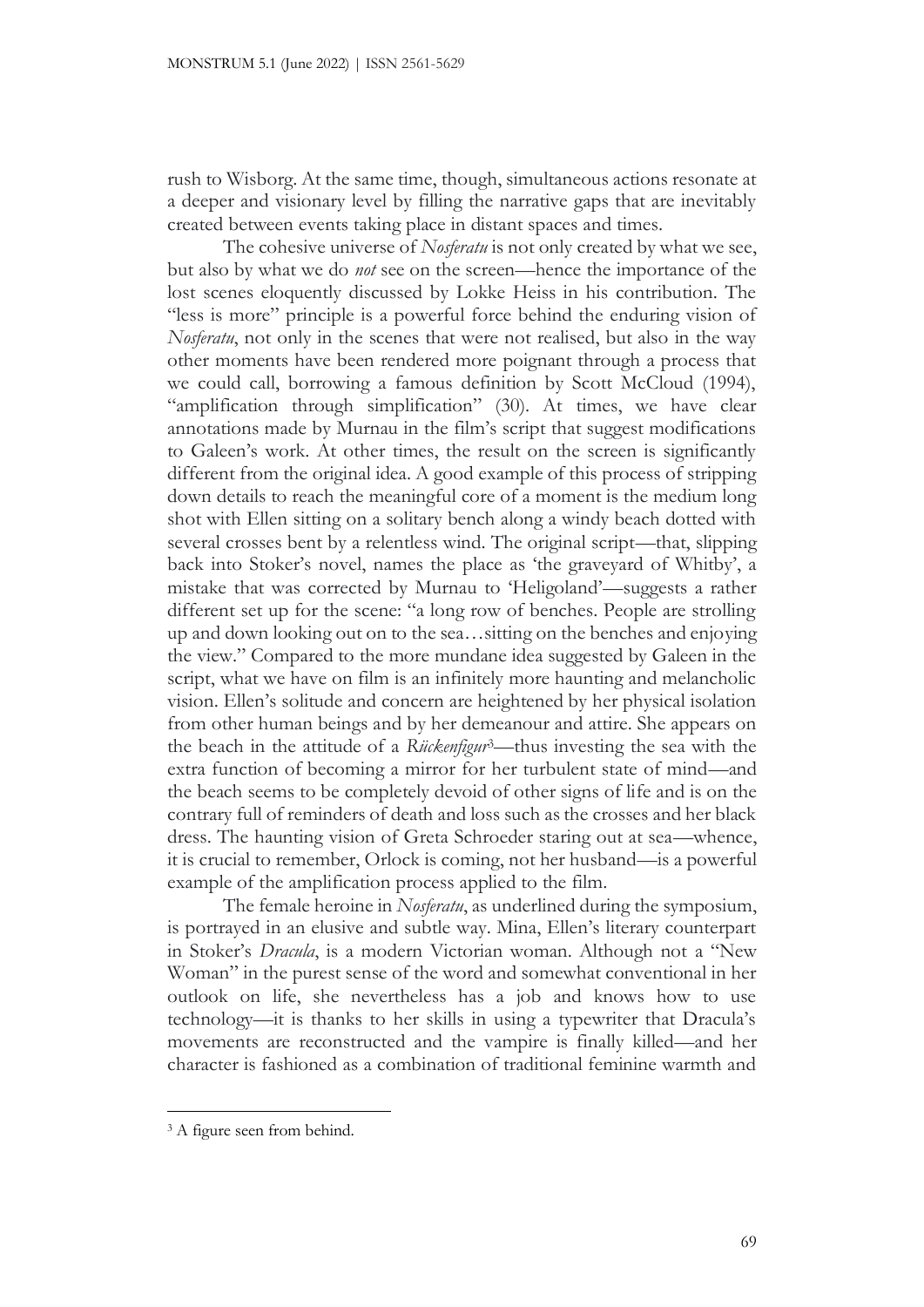rush to Wisborg. At the same time, though, simultaneous actions resonate at a deeper and visionary level by filling the narrative gaps that are inevitably created between events taking place in distant spaces and times.

The cohesive universe of *Nosferatu* is not only created by what we see, but also by what we do *not* see on the screen—hence the importance of the lost scenes eloquently discussed by Lokke Heiss in his contribution. The "less is more" principle is a powerful force behind the enduring vision of *Nosferatu*, not only in the scenes that were not realised, but also in the way other moments have been rendered more poignant through a process that we could call, borrowing a famous definition by Scott McCloud (1994), "amplification through simplification" (30). At times, we have clear annotations made by Murnau in the film's script that suggest modifications to Galeen's work. At other times, the result on the screen is significantly different from the original idea. A good example of this process of stripping down details to reach the meaningful core of a moment is the medium long shot with Ellen sitting on a solitary bench along a windy beach dotted with several crosses bent by a relentless wind. The original script—that, slipping back into Stoker's novel, names the place as 'the graveyard of Whitby', a mistake that was corrected by Murnau to 'Heligoland'—suggests a rather different set up for the scene: "a long row of benches. People are strolling up and down looking out on to the sea…sitting on the benches and enjoying the view." Compared to the more mundane idea suggested by Galeen in the script, what we have on film is an infinitely more haunting and melancholic vision. Ellen's solitude and concern are heightened by her physical isolation from other human beings and by her demeanour and attire. She appears on the beach in the attitude of a *Rückenfigur*[3]—thus investing the sea with the extra function of becoming a mirror for her turbulent state of mind—and the beach seems to be completely devoid of other signs of life and is on the contrary full of reminders of death and loss such as the crosses and her black dress. The haunting vision of Greta Schroeder staring out at sea—whence, it is crucial to remember, Orlock is coming, not her husband—is a powerful example of the amplification process applied to the film.

The female heroine in *Nosferatu*, as underlined during the symposium, is portrayed in an elusive and subtle way. Mina, Ellen's literary counterpart in Stoker's *Dracula*, is a modern Victorian woman. Although not a "New Woman" in the purest sense of the word and somewhat conventional in her outlook on life, she nevertheless has a job and knows how to use technology—it is thanks to her skills in using a typewriter that Dracula's movements are reconstructed and the vampire is finally killed—and her character is fashioned as a combination of traditional feminine warmth and

[3] A figure seen from behind.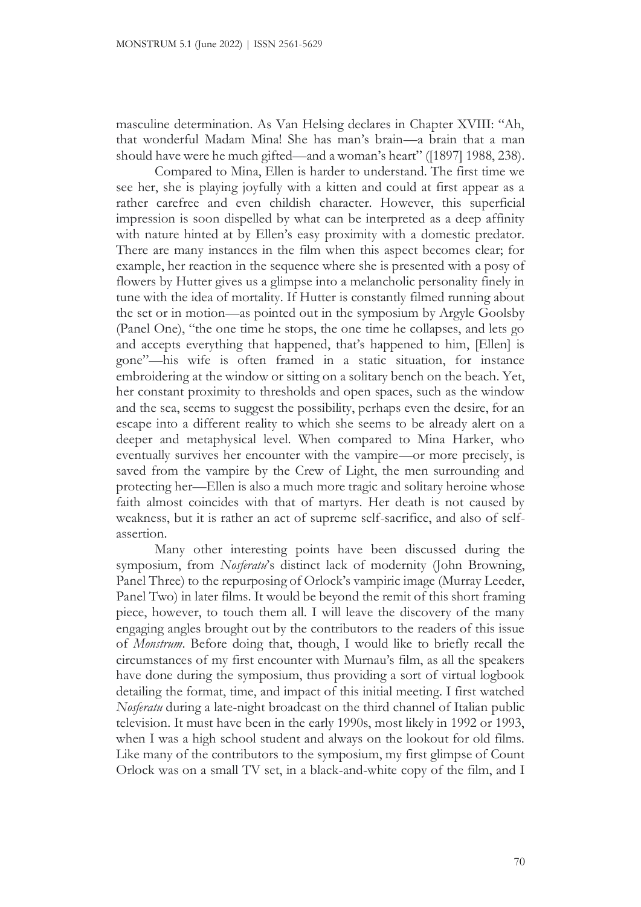masculine determination. As Van Helsing declares in Chapter XVIII: "Ah, that wonderful Madam Mina! She has man's brain—a brain that a man should have were he much gifted—and a woman's heart" ([1897] 1988, 238).

Compared to Mina, Ellen is harder to understand. The first time we see her, she is playing joyfully with a kitten and could at first appear as a rather carefree and even childish character. However, this superficial impression is soon dispelled by what can be interpreted as a deep affinity with nature hinted at by Ellen's easy proximity with a domestic predator. There are many instances in the film when this aspect becomes clear; for example, her reaction in the sequence where she is presented with a posy of flowers by Hutter gives us a glimpse into a melancholic personality finely in tune with the idea of mortality. If Hutter is constantly filmed running about the set or in motion—as pointed out in the symposium by Argyle Goolsby (Panel One), "the one time he stops, the one time he collapses, and lets go and accepts everything that happened, that's happened to him, [Ellen] is gone"—his wife is often framed in a static situation, for instance embroidering at the window or sitting on a solitary bench on the beach. Yet, her constant proximity to thresholds and open spaces, such as the window and the sea, seems to suggest the possibility, perhaps even the desire, for an escape into a different reality to which she seems to be already alert on a deeper and metaphysical level. When compared to Mina Harker, who eventually survives her encounter with the vampire—or more precisely, is saved from the vampire by the Crew of Light, the men surrounding and protecting her—Ellen is also a much more tragic and solitary heroine whose faith almost coincides with that of martyrs. Her death is not caused by weakness, but it is rather an act of supreme self-sacrifice, and also of self-assertion.

Many other interesting points have been discussed during the symposium, from *Nosferatu*'s distinct lack of modernity (John Browning, Panel Three) to the repurposing of Orlock's vampiric image (Murray Leeder, Panel Two) in later films. It would be beyond the remit of this short framing piece, however, to touch them all. I will leave the discovery of the many engaging angles brought out by the contributors to the readers of this issue of *Monstrum*. Before doing that, though, I would like to briefly recall the circumstances of my first encounter with Murnau's film, as all the speakers have done during the symposium, thus providing a sort of virtual logbook detailing the format, time, and impact of this initial meeting. I first watched *Nosferatu* during a late-night broadcast on the third channel of Italian public television. It must have been in the early 1990s, most likely in 1992 or 1993, when I was a high school student and always on the lookout for old films. Like many of the contributors to the symposium, my first glimpse of Count Orlock was on a small TV set, in a black-and-white copy of the film, and I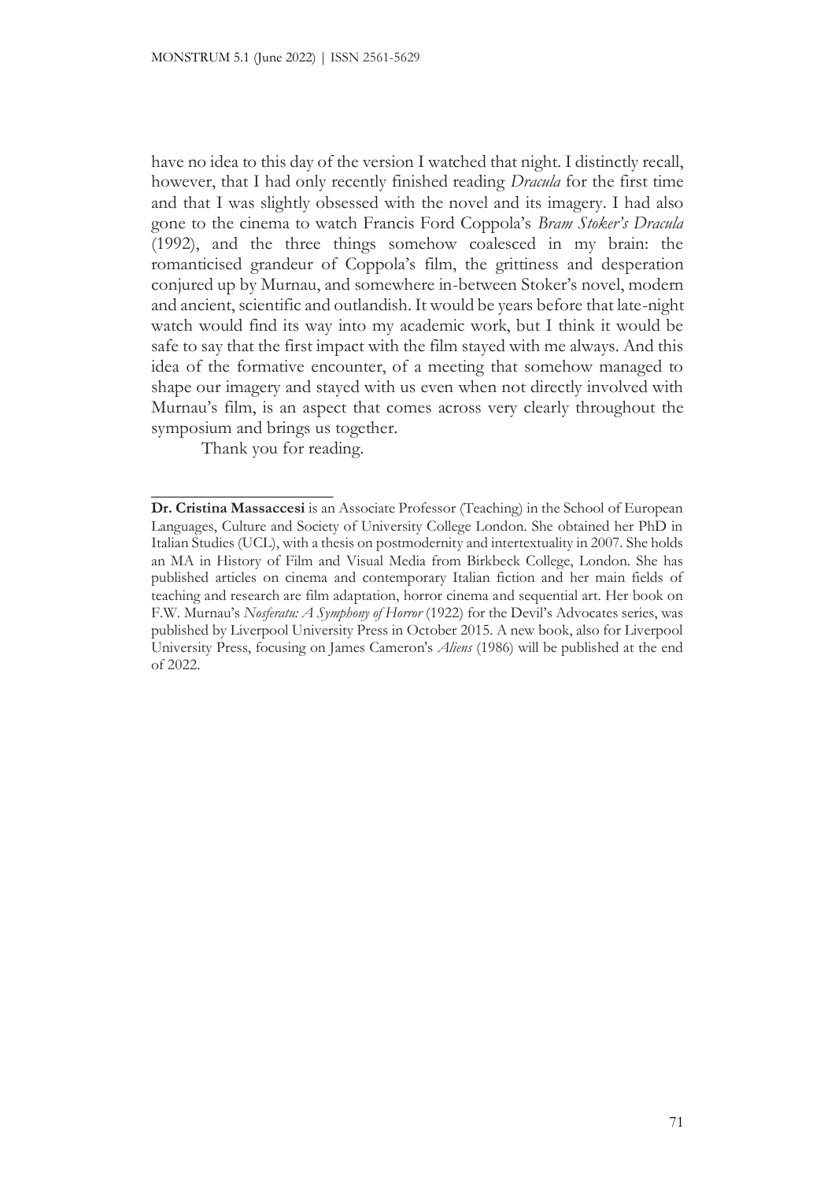have no idea to this day of the version I watched that night. I distinctly recall, however, that I had only recently finished reading *Dracula* for the first time and that I was slightly obsessed with the novel and its imagery. I had also gone to the cinema to watch Francis Ford Coppola's *Bram Stoker's Dracula* (1992), and the three things somehow coalesced in my brain: the romanticised grandeur of Coppola's film, the grittiness and desperation conjured up by Murnau, and somewhere in-between Stoker's novel, modern and ancient, scientific and outlandish. It would be years before that late-night watch would find its way into my academic work, but I think it would be safe to say that the first impact with the film stayed with me always. And this idea of the formative encounter, of a meeting that somehow managed to shape our imagery and stayed with us even when not directly involved with Murnau's film, is an aspect that comes across very clearly throughout the symposium and brings us together.

Thank you for reading.

---

**Dr. Cristina Massaccesi** is an Associate Professor (Teaching) in the School of European Languages, Culture and Society of University College London. She obtained her PhD in Italian Studies (UCL), with a thesis on postmodernity and intertextuality in 2007. She holds an MA in History of Film and Visual Media from Birkbeck College, London. She has published articles on cinema and contemporary Italian fiction and her main fields of teaching and research are film adaptation, horror cinema and sequential art. Her book on F.W. Murnau's *Nosferatu: A Symphony of Horror* (1922) for the Devil's Advocates series, was published by Liverpool University Press in October 2015. A new book, also for Liverpool University Press, focusing on James Cameron's *Aliens* (1986) will be published at the end of 2022.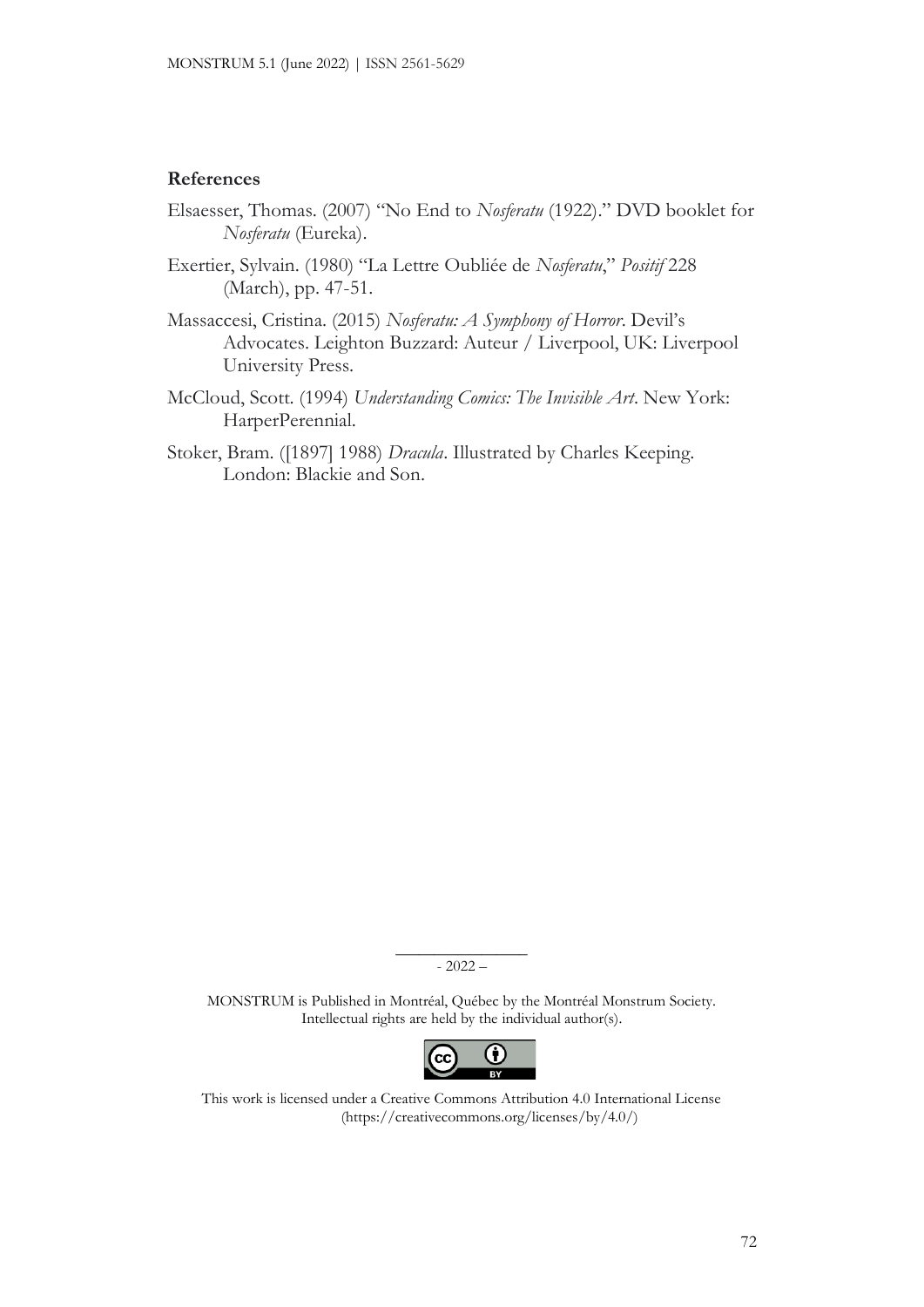## References

Elsaesser, Thomas. (2007) "No End to *Nosferatu* (1922)." DVD booklet for *Nosferatu* (Eureka).

Exertier, Sylvain. (1980) "La Lettre Oubliée de *Nosferatu*," *Positif* 228 (March), pp. 47-51.

Massaccesi, Cristina. (2015) *Nosferatu: A Symphony of Horror*. Devil's Advocates. Leighton Buzzard: Auteur / Liverpool, UK: Liverpool University Press.

McCloud, Scott. (1994) *Understanding Comics: The Invisible Art*. New York: HarperPerennial.

Stoker, Bram. ([1897] 1988) *Dracula*. Illustrated by Charles Keeping. London: Blackie and Son.

- 2022 –

MONSTRUM is Published in Montréal, Québec by the Montréal Monstrum Society. Intellectual rights are held by the individual author(s).

This work is licensed under a Creative Commons Attribution 4.0 International License (https://creativecommons.org/licenses/by/4.0/)